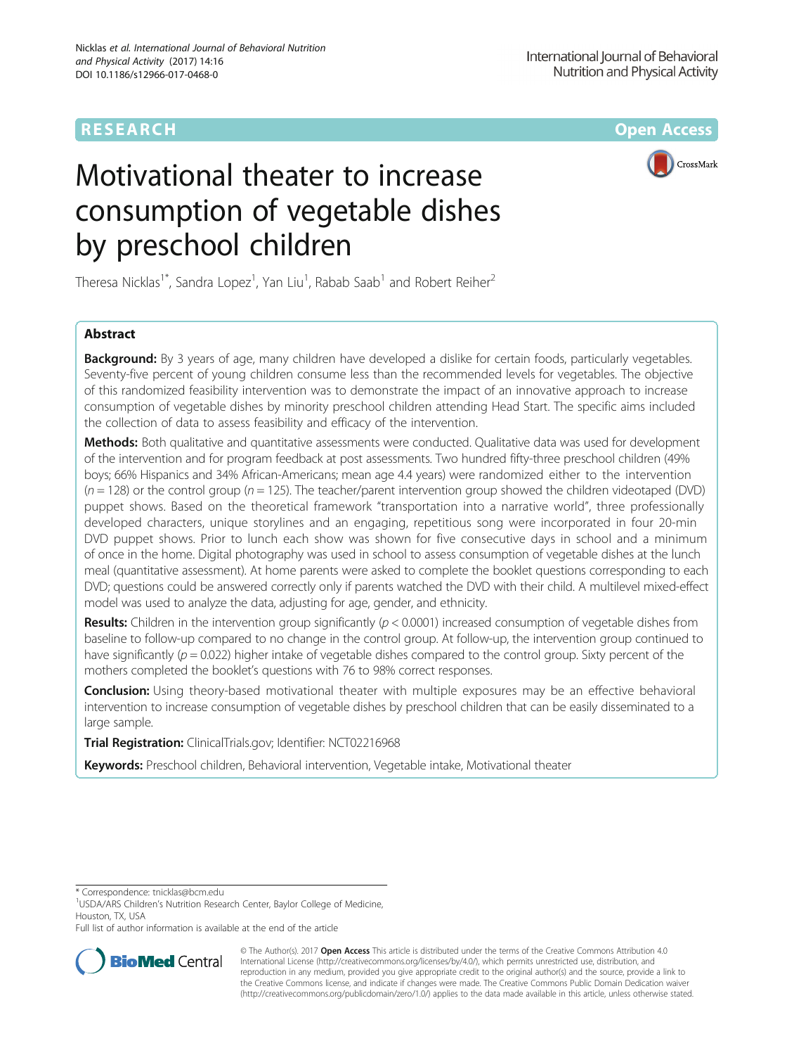RESEARCH

Open Access

# Motivational theater to increase consumption of vegetable dishes by preschool children

Theresa Nicklas[1*], Sandra Lopez[1], Yan Liu[1], Rabab Saab[1] and Robert Reiher[2]

## Abstract

**Background:** By 3 years of age, many children have developed a dislike for certain foods, particularly vegetables. Seventy-five percent of young children consume less than the recommended levels for vegetables. The objective of this randomized feasibility intervention was to demonstrate the impact of an innovative approach to increase consumption of vegetable dishes by minority preschool children attending Head Start. The specific aims included the collection of data to assess feasibility and efficacy of the intervention.

**Methods:** Both qualitative and quantitative assessments were conducted. Qualitative data was used for development of the intervention and for program feedback at post assessments. Two hundred fifty-three preschool children (49% boys; 66% Hispanics and 34% African-Americans; mean age 4.4 years) were randomized either to the intervention ($n = 128$) or the control group ($n = 125$). The teacher/parent intervention group showed the children videotaped (DVD) puppet shows. Based on the theoretical framework "transportation into a narrative world", three professionally developed characters, unique storylines and an engaging, repetitious song were incorporated in four 20-min DVD puppet shows. Prior to lunch each show was shown for five consecutive days in school and a minimum of once in the home. Digital photography was used in school to assess consumption of vegetable dishes at the lunch meal (quantitative assessment). At home parents were asked to complete the booklet questions corresponding to each DVD; questions could be answered correctly only if parents watched the DVD with their child. A multilevel mixed-effect model was used to analyze the data, adjusting for age, gender, and ethnicity.

**Results:** Children in the intervention group significantly ($p < 0.0001$) increased consumption of vegetable dishes from baseline to follow-up compared to no change in the control group. At follow-up, the intervention group continued to have significantly ($p = 0.022$) higher intake of vegetable dishes compared to the control group. Sixty percent of the mothers completed the booklet's questions with 76 to 98% correct responses.

**Conclusion:** Using theory-based motivational theater with multiple exposures may be an effective behavioral intervention to increase consumption of vegetable dishes by preschool children that can be easily disseminated to a large sample.

**Trial Registration:** ClinicalTrials.gov; Identifier: NCT02216968

**Keywords:** Preschool children, Behavioral intervention, Vegetable intake, Motivational theater

---

* Correspondence: tnicklas@bcm.edu
[1]USDA/ARS Children's Nutrition Research Center, Baylor College of Medicine, Houston, TX, USA
Full list of author information is available at the end of the article

© The Author(s). 2017 **Open Access** This article is distributed under the terms of the Creative Commons Attribution 4.0 International License (http://creativecommons.org/licenses/by/4.0/), which permits unrestricted use, distribution, and reproduction in any medium, provided you give appropriate credit to the original author(s) and the source, provide a link to the Creative Commons license, and indicate if changes were made. The Creative Commons Public Domain Dedication waiver (http://creativecommons.org/publicdomain/zero/1.0/) applies to the data made available in this article, unless otherwise stated.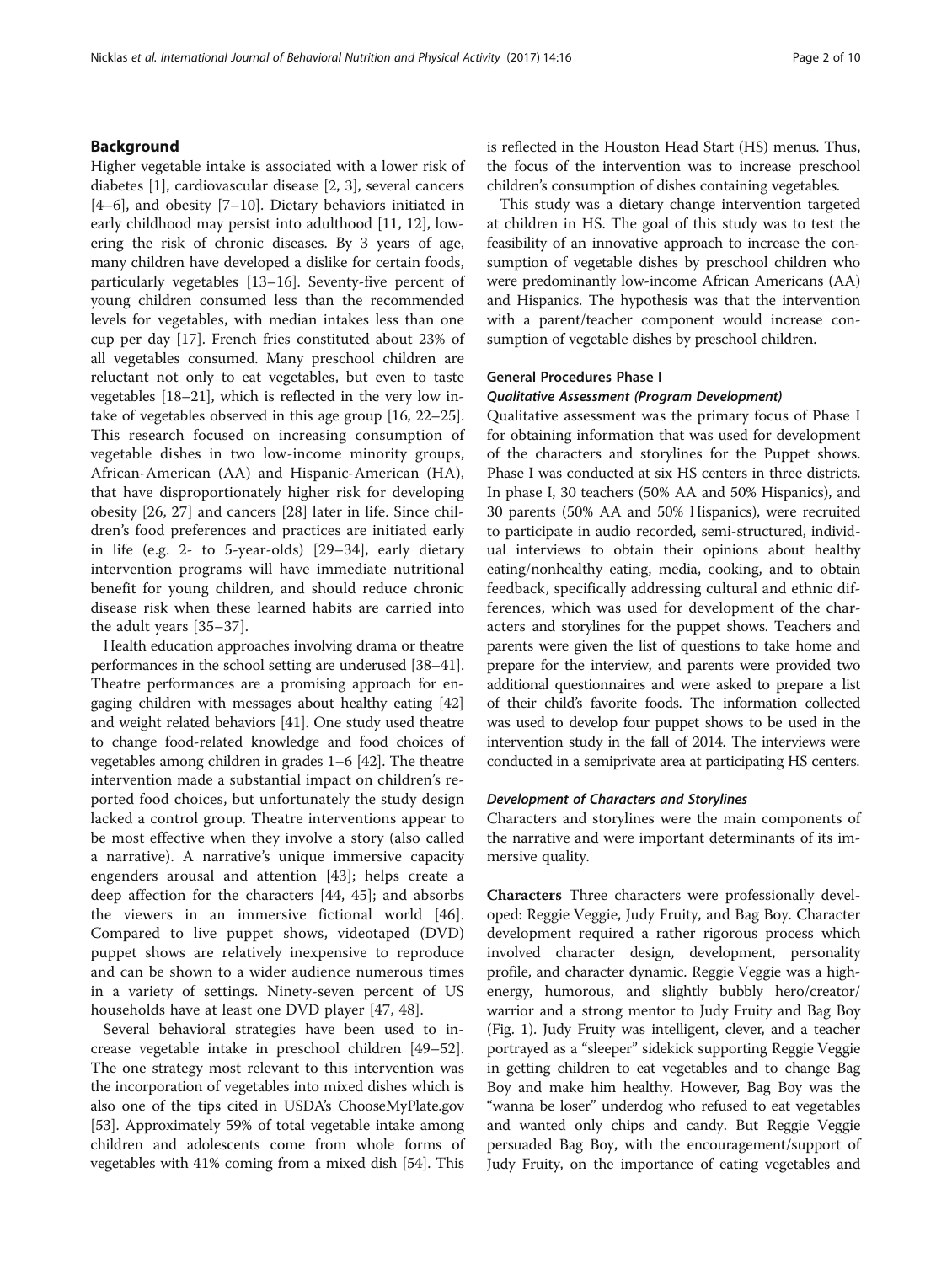## Background

Higher vegetable intake is associated with a lower risk of diabetes [1], cardiovascular disease [2, 3], several cancers [4–6], and obesity [7–10]. Dietary behaviors initiated in early childhood may persist into adulthood [11, 12], lowering the risk of chronic diseases. By 3 years of age, many children have developed a dislike for certain foods, particularly vegetables [13–16]. Seventy-five percent of young children consumed less than the recommended levels for vegetables, with median intakes less than one cup per day [17]. French fries constituted about 23% of all vegetables consumed. Many preschool children are reluctant not only to eat vegetables, but even to taste vegetables [18–21], which is reflected in the very low intake of vegetables observed in this age group [16, 22–25]. This research focused on increasing consumption of vegetable dishes in two low-income minority groups, African-American (AA) and Hispanic-American (HA), that have disproportionately higher risk for developing obesity [26, 27] and cancers [28] later in life. Since children's food preferences and practices are initiated early in life (e.g. 2- to 5-year-olds) [29–34], early dietary intervention programs will have immediate nutritional benefit for young children, and should reduce chronic disease risk when these learned habits are carried into the adult years [35–37].

Health education approaches involving drama or theatre performances in the school setting are underused [38–41]. Theatre performances are a promising approach for engaging children with messages about healthy eating [42] and weight related behaviors [41]. One study used theatre to change food-related knowledge and food choices of vegetables among children in grades 1–6 [42]. The theatre intervention made a substantial impact on children's reported food choices, but unfortunately the study design lacked a control group. Theatre interventions appear to be most effective when they involve a story (also called a narrative). A narrative's unique immersive capacity engenders arousal and attention [43]; helps create a deep affection for the characters [44, 45]; and absorbs the viewers in an immersive fictional world [46]. Compared to live puppet shows, videotaped (DVD) puppet shows are relatively inexpensive to reproduce and can be shown to a wider audience numerous times in a variety of settings. Ninety-seven percent of US households have at least one DVD player [47, 48].

Several behavioral strategies have been used to increase vegetable intake in preschool children [49–52]. The one strategy most relevant to this intervention was the incorporation of vegetables into mixed dishes which is also one of the tips cited in USDA's ChooseMyPlate.gov [53]. Approximately 59% of total vegetable intake among children and adolescents come from whole forms of vegetables with 41% coming from a mixed dish [54]. This is reflected in the Houston Head Start (HS) menus. Thus, the focus of the intervention was to increase preschool children's consumption of dishes containing vegetables.

This study was a dietary change intervention targeted at children in HS. The goal of this study was to test the feasibility of an innovative approach to increase the consumption of vegetable dishes by preschool children who were predominantly low-income African Americans (AA) and Hispanics. The hypothesis was that the intervention with a parent/teacher component would increase consumption of vegetable dishes by preschool children.

### General Procedures Phase I

#### *Qualitative Assessment (Program Development)*

Qualitative assessment was the primary focus of Phase I for obtaining information that was used for development of the characters and storylines for the Puppet shows. Phase I was conducted at six HS centers in three districts. In phase I, 30 teachers (50% AA and 50% Hispanics), and 30 parents (50% AA and 50% Hispanics), were recruited to participate in audio recorded, semi-structured, individual interviews to obtain their opinions about healthy eating/nonhealthy eating, media, cooking, and to obtain feedback, specifically addressing cultural and ethnic differences, which was used for development of the characters and storylines for the puppet shows. Teachers and parents were given the list of questions to take home and prepare for the interview, and parents were provided two additional questionnaires and were asked to prepare a list of their child's favorite foods. The information collected was used to develop four puppet shows to be used in the intervention study in the fall of 2014. The interviews were conducted in a semiprivate area at participating HS centers.

#### *Development of Characters and Storylines*

Characters and storylines were the main components of the narrative and were important determinants of its immersive quality.

**Characters** Three characters were professionally developed: Reggie Veggie, Judy Fruity, and Bag Boy. Character development required a rather rigorous process which involved character design, development, personality profile, and character dynamic. Reggie Veggie was a high-energy, humorous, and slightly bubbly hero/creator/warrior and a strong mentor to Judy Fruity and Bag Boy (Fig. 1). Judy Fruity was intelligent, clever, and a teacher portrayed as a "sleeper" sidekick supporting Reggie Veggie in getting children to eat vegetables and to change Bag Boy and make him healthy. However, Bag Boy was the "wanna be loser" underdog who refused to eat vegetables and wanted only chips and candy. But Reggie Veggie persuaded Bag Boy, with the encouragement/support of Judy Fruity, on the importance of eating vegetables and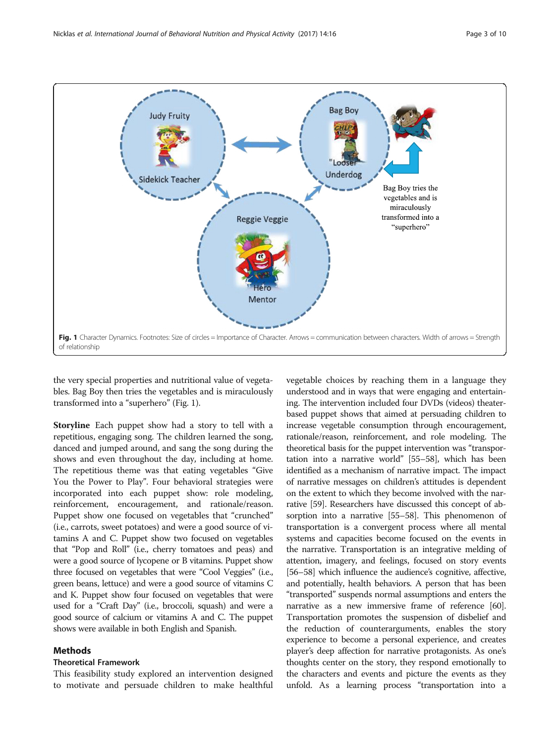Fig. 1 Character Dynamics. Footnotes: Size of circles = Importance of Character. Arrows = communication between characters. Width of arrows = Strength of relationship

the very special properties and nutritional value of vegetables. Bag Boy then tries the vegetables and is miraculously transformed into a "superhero" (Fig. 1).

**Storyline** Each puppet show had a story to tell with a repetitious, engaging song. The children learned the song, danced and jumped around, and sang the song during the shows and even throughout the day, including at home. The repetitious theme was that eating vegetables "Give You the Power to Play". Four behavioral strategies were incorporated into each puppet show: role modeling, reinforcement, encouragement, and rationale/reason. Puppet show one focused on vegetables that "crunched" (i.e., carrots, sweet potatoes) and were a good source of vitamins A and C. Puppet show two focused on vegetables that "Pop and Roll" (i.e., cherry tomatoes and peas) and were a good source of lycopene or B vitamins. Puppet show three focused on vegetables that were "Cool Veggies" (i.e., green beans, lettuce) and were a good source of vitamins C and K. Puppet show four focused on vegetables that were used for a "Craft Day" (i.e., broccoli, squash) and were a good source of calcium or vitamins A and C. The puppet shows were available in both English and Spanish.

## Methods

### Theoretical Framework

This feasibility study explored an intervention designed to motivate and persuade children to make healthful vegetable choices by reaching them in a language they understood and in ways that were engaging and entertaining. The intervention included four DVDs (videos) theater-based puppet shows that aimed at persuading children to increase vegetable consumption through encouragement, rationale/reason, reinforcement, and role modeling. The theoretical basis for the puppet intervention was "transportation into a narrative world" [55–58], which has been identified as a mechanism of narrative impact. The impact of narrative messages on children's attitudes is dependent on the extent to which they become involved with the narrative [59]. Researchers have discussed this concept of absorption into a narrative [55–58]. This phenomenon of transportation is a convergent process where all mental systems and capacities become focused on the events in the narrative. Transportation is an integrative melding of attention, imagery, and feelings, focused on story events [56–58] which influence the audience's cognitive, affective, and potentially, health behaviors. A person that has been "transported" suspends normal assumptions and enters the narrative as a new immersive frame of reference [60]. Transportation promotes the suspension of disbelief and the reduction of counterarguments, enables the story experience to become a personal experience, and creates player's deep affection for narrative protagonists. As one's thoughts center on the story, they respond emotionally to the characters and events and picture the events as they unfold. As a learning process "transportation into a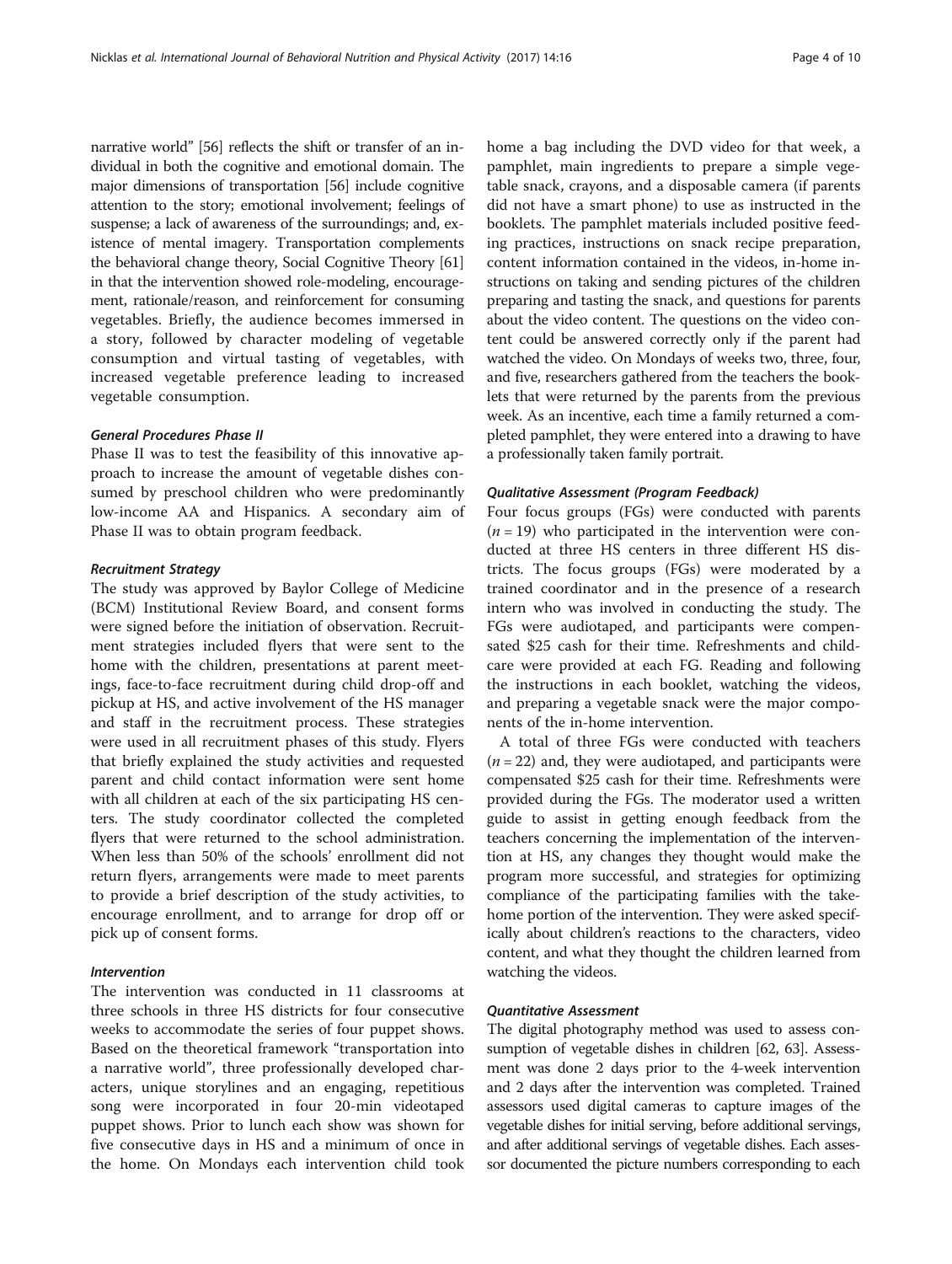narrative world" [56] reflects the shift or transfer of an individual in both the cognitive and emotional domain. The major dimensions of transportation [56] include cognitive attention to the story; emotional involvement; feelings of suspense; a lack of awareness of the surroundings; and, existence of mental imagery. Transportation complements the behavioral change theory, Social Cognitive Theory [61] in that the intervention showed role-modeling, encouragement, rationale/reason, and reinforcement for consuming vegetables. Briefly, the audience becomes immersed in a story, followed by character modeling of vegetable consumption and virtual tasting of vegetables, with increased vegetable preference leading to increased vegetable consumption.

#### *General Procedures Phase II*

Phase II was to test the feasibility of this innovative approach to increase the amount of vegetable dishes consumed by preschool children who were predominantly low-income AA and Hispanics. A secondary aim of Phase II was to obtain program feedback.

#### *Recruitment Strategy*

The study was approved by Baylor College of Medicine (BCM) Institutional Review Board, and consent forms were signed before the initiation of observation. Recruitment strategies included flyers that were sent to the home with the children, presentations at parent meetings, face-to-face recruitment during child drop-off and pickup at HS, and active involvement of the HS manager and staff in the recruitment process. These strategies were used in all recruitment phases of this study. Flyers that briefly explained the study activities and requested parent and child contact information were sent home with all children at each of the six participating HS centers. The study coordinator collected the completed flyers that were returned to the school administration. When less than 50% of the schools' enrollment did not return flyers, arrangements were made to meet parents to provide a brief description of the study activities, to encourage enrollment, and to arrange for drop off or pick up of consent forms.

#### *Intervention*

The intervention was conducted in 11 classrooms at three schools in three HS districts for four consecutive weeks to accommodate the series of four puppet shows. Based on the theoretical framework "transportation into a narrative world", three professionally developed characters, unique storylines and an engaging, repetitious song were incorporated in four 20-min videotaped puppet shows. Prior to lunch each show was shown for five consecutive days in HS and a minimum of once in the home. On Mondays each intervention child took home a bag including the DVD video for that week, a pamphlet, main ingredients to prepare a simple vegetable snack, crayons, and a disposable camera (if parents did not have a smart phone) to use as instructed in the booklets. The pamphlet materials included positive feeding practices, instructions on snack recipe preparation, content information contained in the videos, in-home instructions on taking and sending pictures of the children preparing and tasting the snack, and questions for parents about the video content. The questions on the video content could be answered correctly only if the parent had watched the video. On Mondays of weeks two, three, four, and five, researchers gathered from the teachers the booklets that were returned by the parents from the previous week. As an incentive, each time a family returned a completed pamphlet, they were entered into a drawing to have a professionally taken family portrait.

#### *Qualitative Assessment (Program Feedback)*

Four focus groups (FGs) were conducted with parents ($n = 19$) who participated in the intervention were conducted at three HS centers in three different HS districts. The focus groups (FGs) were moderated by a trained coordinator and in the presence of a research intern who was involved in conducting the study. The FGs were audiotaped, and participants were compensated $25 cash for their time. Refreshments and childcare were provided at each FG. Reading and following the instructions in each booklet, watching the videos, and preparing a vegetable snack were the major components of the in-home intervention.

A total of three FGs were conducted with teachers ($n = 22$) and, they were audiotaped, and participants were compensated $25 cash for their time. Refreshments were provided during the FGs. The moderator used a written guide to assist in getting enough feedback from the teachers concerning the implementation of the intervention at HS, any changes they thought would make the program more successful, and strategies for optimizing compliance of the participating families with the take-home portion of the intervention. They were asked specifically about children's reactions to the characters, video content, and what they thought the children learned from watching the videos.

#### *Quantitative Assessment*

The digital photography method was used to assess consumption of vegetable dishes in children [62, 63]. Assessment was done 2 days prior to the 4-week intervention and 2 days after the intervention was completed. Trained assessors used digital cameras to capture images of the vegetable dishes for initial serving, before additional servings, and after additional servings of vegetable dishes. Each assessor documented the picture numbers corresponding to each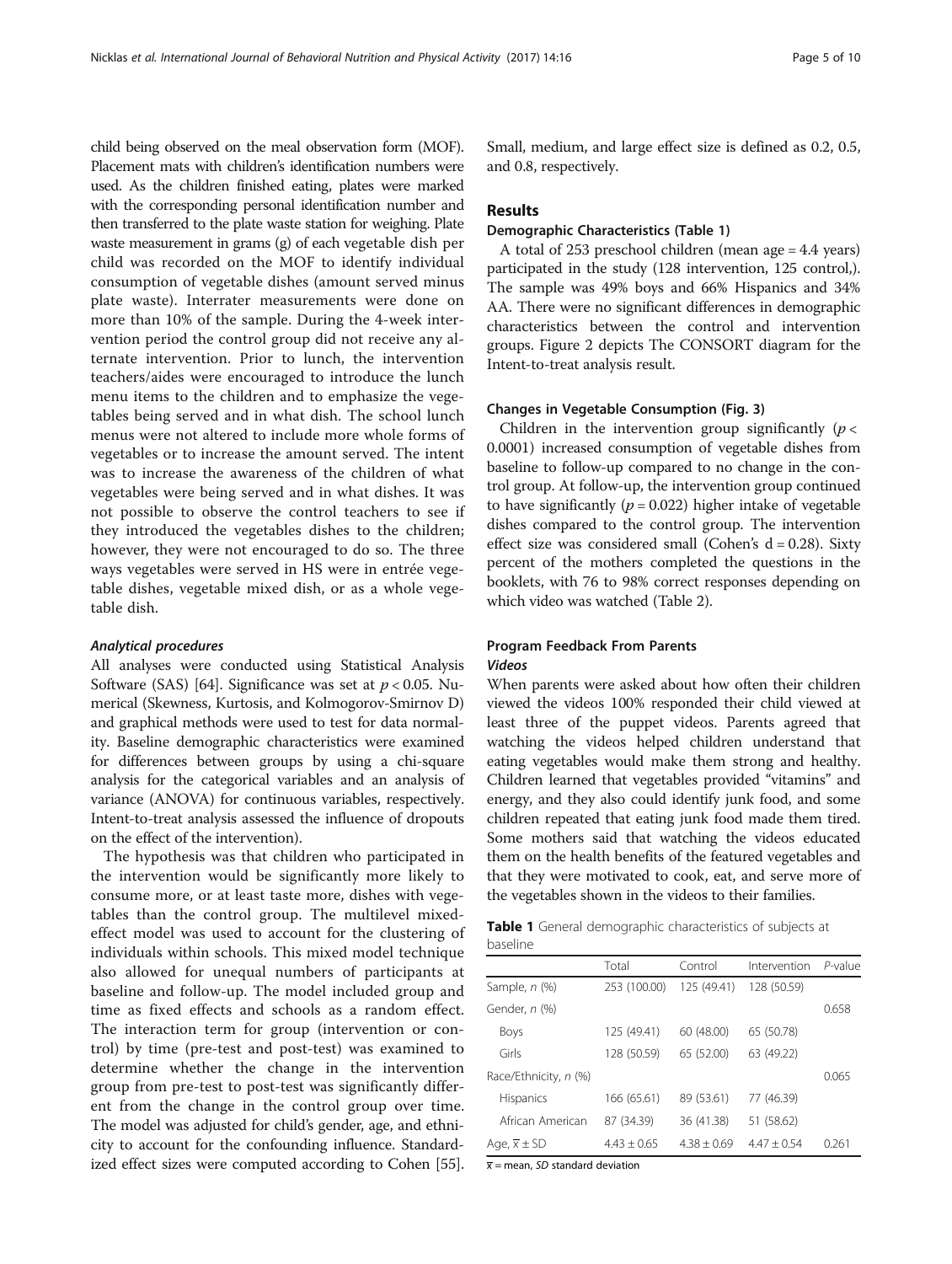child being observed on the meal observation form (MOF). Placement mats with children's identification numbers were used. As the children finished eating, plates were marked with the corresponding personal identification number and then transferred to the plate waste station for weighing. Plate waste measurement in grams (g) of each vegetable dish per child was recorded on the MOF to identify individual consumption of vegetable dishes (amount served minus plate waste). Interrater measurements were done on more than 10% of the sample. During the 4-week intervention period the control group did not receive any alternate intervention. Prior to lunch, the intervention teachers/aides were encouraged to introduce the lunch menu items to the children and to emphasize the vegetables being served and in what dish. The school lunch menus were not altered to include more whole forms of vegetables or to increase the amount served. The intent was to increase the awareness of the children of what vegetables were being served and in what dishes. It was not possible to observe the control teachers to see if they introduced the vegetables dishes to the children; however, they were not encouraged to do so. The three ways vegetables were served in HS were in entrée vegetable dishes, vegetable mixed dish, or as a whole vegetable dish.

#### *Analytical procedures*

All analyses were conducted using Statistical Analysis Software (SAS) [64]. Significance was set at $p < 0.05$. Numerical (Skewness, Kurtosis, and Kolmogorov-Smirnov D) and graphical methods were used to test for data normality. Baseline demographic characteristics were examined for differences between groups by using a chi-square analysis for the categorical variables and an analysis of variance (ANOVA) for continuous variables, respectively. Intent-to-treat analysis assessed the influence of dropouts on the effect of the intervention).

The hypothesis was that children who participated in the intervention would be significantly more likely to consume more, or at least taste more, dishes with vegetables than the control group. The multilevel mixed-effect model was used to account for the clustering of individuals within schools. This mixed model technique also allowed for unequal numbers of participants at baseline and follow-up. The model included group and time as fixed effects and schools as a random effect. The interaction term for group (intervention or control) by time (pre-test and post-test) was examined to determine whether the change in the intervention group from pre-test to post-test was significantly different from the change in the control group over time. The model was adjusted for child's gender, age, and ethnicity to account for the confounding influence. Standardized effect sizes were computed according to Cohen [55]. Small, medium, and large effect size is defined as 0.2, 0.5, and 0.8, respectively.

## Results

### Demographic Characteristics (Table 1)

A total of 253 preschool children (mean age = 4.4 years) participated in the study (128 intervention, 125 control,). The sample was 49% boys and 66% Hispanics and 34% AA. There were no significant differences in demographic characteristics between the control and intervention groups. Figure 2 depicts The CONSORT diagram for the Intent-to-treat analysis result.

### Changes in Vegetable Consumption (Fig. 3)

Children in the intervention group significantly ($p < 0.0001$) increased consumption of vegetable dishes from baseline to follow-up compared to no change in the control group. At follow-up, the intervention group continued to have significantly ($p = 0.022$) higher intake of vegetable dishes compared to the control group. The intervention effect size was considered small (Cohen's $d = 0.28$). Sixty percent of the mothers completed the questions in the booklets, with 76 to 98% correct responses depending on which video was watched (Table 2).

### Program Feedback From Parents

#### *Videos*

When parents were asked about how often their children viewed the videos 100% responded their child viewed at least three of the puppet videos. Parents agreed that watching the videos helped children understand that eating vegetables would make them strong and healthy. Children learned that vegetables provided "vitamins" and energy, and they also could identify junk food, and some children repeated that eating junk food made them tired. Some mothers said that watching the videos educated them on the health benefits of the featured vegetables and that they were motivated to cook, eat, and serve more of the vegetables shown in the videos to their families.

**Table 1** General demographic characteristics of subjects at baseline

| | Total | Control | Intervention | *P*-value |
|---|---|---|---|---|
| Sample, *n* (%) | 253 (100.00) | 125 (49.41) | 128 (50.59) | |
| Gender, *n* (%) | | | | 0.658 |
| Boys | 125 (49.41) | 60 (48.00) | 65 (50.78) | |
| Girls | 128 (50.59) | 65 (52.00) | 63 (49.22) | |
| Race/Ethnicity, *n* (%) | | | | 0.065 |
| Hispanics | 166 (65.61) | 89 (53.61) | 77 (46.39) | |
| African American | 87 (34.39) | 36 (41.38) | 51 (58.62) | |
| Age, $\overline{x} \pm$ SD | 4.43 ± 0.65 | 4.38 ± 0.69 | 4.47 ± 0.54 | 0.261 |

$\overline{x}$ = mean, *SD* standard deviation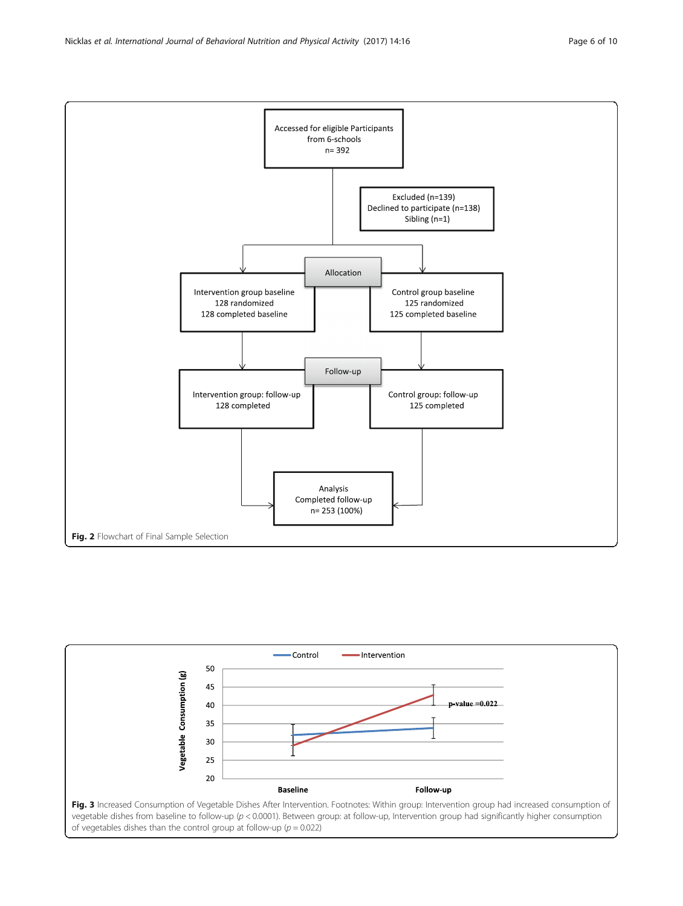Fig. 2 Flowchart of Final Sample Selection

Fig. 3 Increased Consumption of Vegetable Dishes After Intervention. Footnotes: Within group: Intervention group had increased consumption of vegetable dishes from baseline to follow-up ($p < 0.0001$). Between group: at follow-up, Intervention group had significantly higher consumption of vegetables dishes than the control group at follow-up ($p = 0.022$)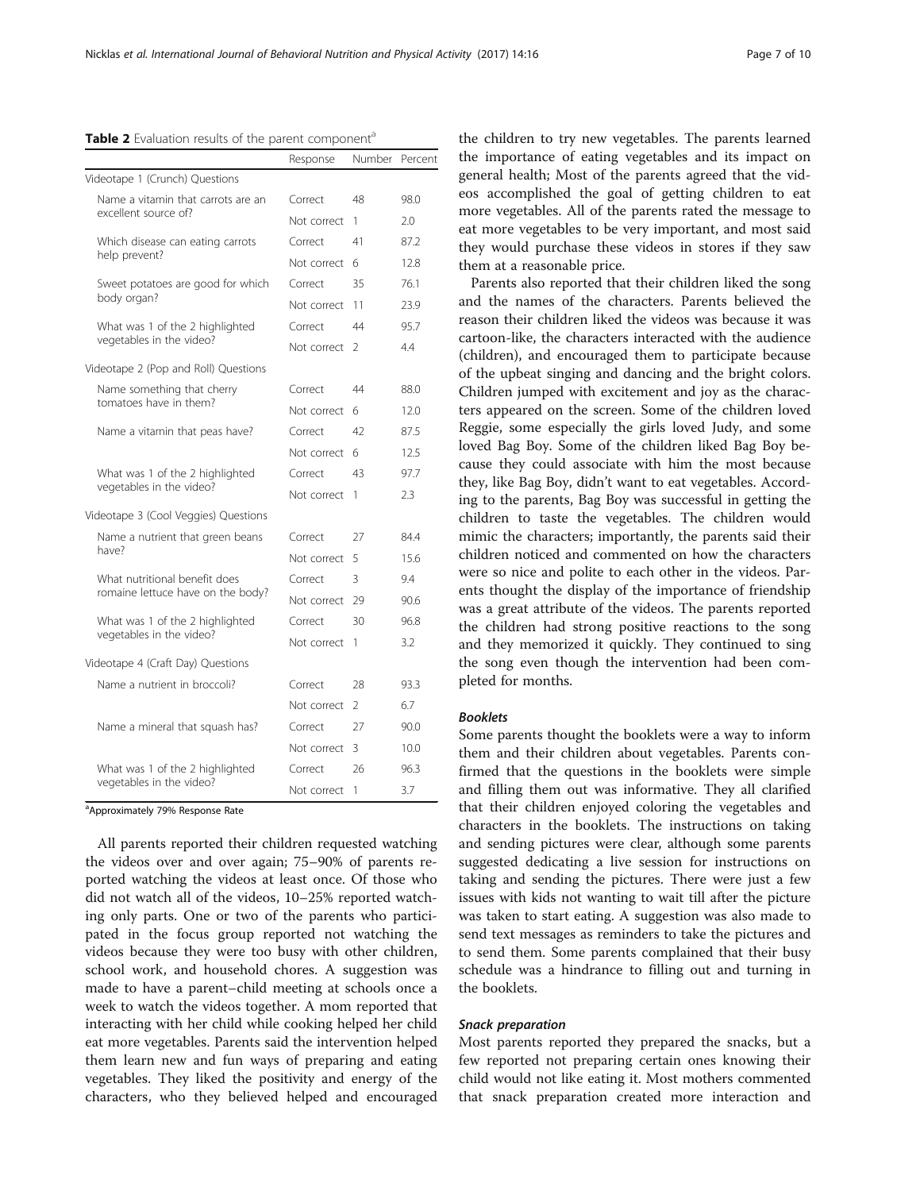**Table 2** Evaluation results of the parent component[a]

| | Response | Number | Percent |
|---|---|---|---|
| Videotape 1 (Crunch) Questions | | | |
| Name a vitamin that carrots are an excellent source of? | Correct | 48 | 98.0 |
| | Not correct | 1 | 2.0 |
| Which disease can eating carrots help prevent? | Correct | 41 | 87.2 |
| | Not correct | 6 | 12.8 |
| Sweet potatoes are good for which body organ? | Correct | 35 | 76.1 |
| | Not correct | 11 | 23.9 |
| What was 1 of the 2 highlighted vegetables in the video? | Correct | 44 | 95.7 |
| | Not correct | 2 | 4.4 |
| Videotape 2 (Pop and Roll) Questions | | | |
| Name something that cherry tomatoes have in them? | Correct | 44 | 88.0 |
| | Not correct | 6 | 12.0 |
| Name a vitamin that peas have? | Correct | 42 | 87.5 |
| | Not correct | 6 | 12.5 |
| What was 1 of the 2 highlighted vegetables in the video? | Correct | 43 | 97.7 |
| | Not correct | 1 | 2.3 |
| Videotape 3 (Cool Veggies) Questions | | | |
| Name a nutrient that green beans have? | Correct | 27 | 84.4 |
| | Not correct | 5 | 15.6 |
| What nutritional benefit does romaine lettuce have on the body? | Correct | 3 | 9.4 |
| | Not correct | 29 | 90.6 |
| What was 1 of the 2 highlighted vegetables in the video? | Correct | 30 | 96.8 |
| | Not correct | 1 | 3.2 |
| Videotape 4 (Craft Day) Questions | | | |
| Name a nutrient in broccoli? | Correct | 28 | 93.3 |
| | Not correct | 2 | 6.7 |
| Name a mineral that squash has? | Correct | 27 | 90.0 |
| | Not correct | 3 | 10.0 |
| What was 1 of the 2 highlighted vegetables in the video? | Correct | 26 | 96.3 |
| | Not correct | 1 | 3.7 |

[a]Approximately 79% Response Rate

All parents reported their children requested watching the videos over and over again; 75–90% of parents reported watching the videos at least once. Of those who did not watch all of the videos, 10–25% reported watching only parts. One or two of the parents who participated in the focus group reported not watching the videos because they were too busy with other children, school work, and household chores. A suggestion was made to have a parent–child meeting at schools once a week to watch the videos together. A mom reported that interacting with her child while cooking helped her child eat more vegetables. Parents said the intervention helped them learn new and fun ways of preparing and eating vegetables. They liked the positivity and energy of the characters, who they believed helped and encouraged the children to try new vegetables. The parents learned the importance of eating vegetables and its impact on general health; Most of the parents agreed that the videos accomplished the goal of getting children to eat more vegetables. All of the parents rated the message to eat more vegetables to be very important, and most said they would purchase these videos in stores if they saw them at a reasonable price.

Parents also reported that their children liked the song and the names of the characters. Parents believed the reason their children liked the videos was because it was cartoon-like, the characters interacted with the audience (children), and encouraged them to participate because of the upbeat singing and dancing and the bright colors. Children jumped with excitement and joy as the characters appeared on the screen. Some of the children loved Reggie, some especially the girls loved Judy, and some loved Bag Boy. Some of the children liked Bag Boy because they could associate with him the most because they, like Bag Boy, didn't want to eat vegetables. According to the parents, Bag Boy was successful in getting the children to taste the vegetables. The children would mimic the characters; importantly, the parents said their children noticed and commented on how the characters were so nice and polite to each other in the videos. Parents thought the display of the importance of friendship was a great attribute of the videos. The parents reported the children had strong positive reactions to the song and they memorized it quickly. They continued to sing the song even though the intervention had been completed for months.

#### *Booklets*

Some parents thought the booklets were a way to inform them and their children about vegetables. Parents confirmed that the questions in the booklets were simple and filling them out was informative. They all clarified that their children enjoyed coloring the vegetables and characters in the booklets. The instructions on taking and sending pictures were clear, although some parents suggested dedicating a live session for instructions on taking and sending the pictures. There were just a few issues with kids not wanting to wait till after the picture was taken to start eating. A suggestion was also made to send text messages as reminders to take the pictures and to send them. Some parents complained that their busy schedule was a hindrance to filling out and turning in the booklets.

#### *Snack preparation*

Most parents reported they prepared the snacks, but a few reported not preparing certain ones knowing their child would not like eating it. Most mothers commented that snack preparation created more interaction and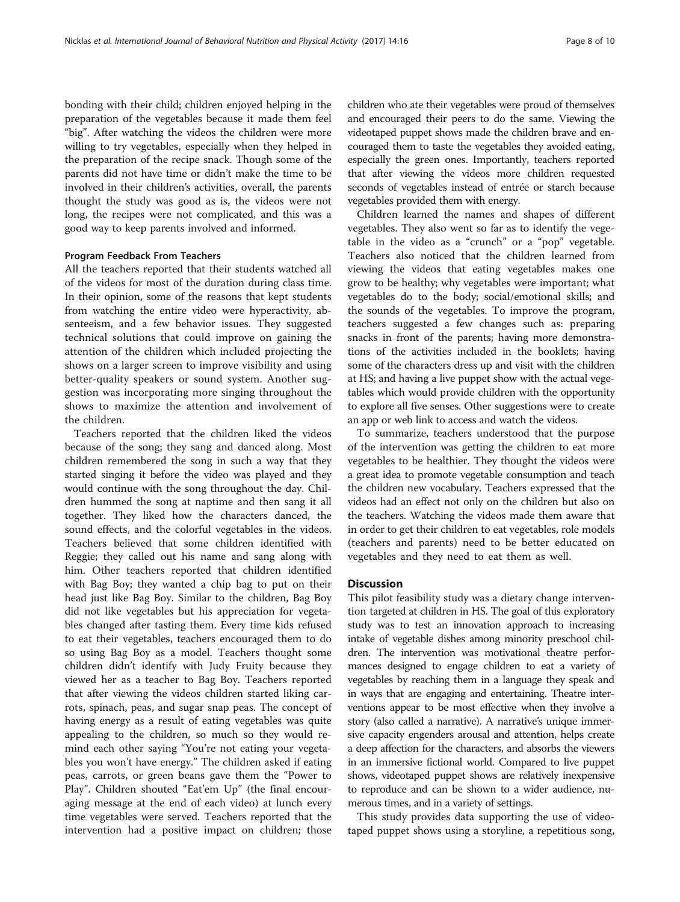bonding with their child; children enjoyed helping in the preparation of the vegetables because it made them feel "big". After watching the videos the children were more willing to try vegetables, especially when they helped in the preparation of the recipe snack. Though some of the parents did not have time or didn't make the time to be involved in their children's activities, overall, the parents thought the study was good as is, the videos were not long, the recipes were not complicated, and this was a good way to keep parents involved and informed.

#### Program Feedback From Teachers

All the teachers reported that their students watched all of the videos for most of the duration during class time. In their opinion, some of the reasons that kept students from watching the entire video were hyperactivity, absenteeism, and a few behavior issues. They suggested technical solutions that could improve on gaining the attention of the children which included projecting the shows on a larger screen to improve visibility and using better-quality speakers or sound system. Another suggestion was incorporating more singing throughout the shows to maximize the attention and involvement of the children.

Teachers reported that the children liked the videos because of the song; they sang and danced along. Most children remembered the song in such a way that they started singing it before the video was played and they would continue with the song throughout the day. Children hummed the song at naptime and then sang it all together. They liked how the characters danced, the sound effects, and the colorful vegetables in the videos. Teachers believed that some children identified with Reggie; they called out his name and sang along with him. Other teachers reported that children identified with Bag Boy; they wanted a chip bag to put on their head just like Bag Boy. Similar to the children, Bag Boy did not like vegetables but his appreciation for vegetables changed after tasting them. Every time kids refused to eat their vegetables, teachers encouraged them to do so using Bag Boy as a model. Teachers thought some children didn't identify with Judy Fruity because they viewed her as a teacher to Bag Boy. Teachers reported that after viewing the videos children started liking carrots, spinach, peas, and sugar snap peas. The concept of having energy as a result of eating vegetables was quite appealing to the children, so much so they would remind each other saying "You're not eating your vegetables you won't have energy." The children asked if eating peas, carrots, or green beans gave them the "Power to Play". Children shouted "Eat'em Up" (the final encouraging message at the end of each video) at lunch every time vegetables were served. Teachers reported that the intervention had a positive impact on children; those children who ate their vegetables were proud of themselves and encouraged their peers to do the same. Viewing the videotaped puppet shows made the children brave and encouraged them to taste the vegetables they avoided eating, especially the green ones. Importantly, teachers reported that after viewing the videos more children requested seconds of vegetables instead of entrée or starch because vegetables provided them with energy.

Children learned the names and shapes of different vegetables. They also went so far as to identify the vegetable in the video as a "crunch" or a "pop" vegetable. Teachers also noticed that the children learned from viewing the videos that eating vegetables makes one grow to be healthy; why vegetables were important; what vegetables do to the body; social/emotional skills; and the sounds of the vegetables. To improve the program, teachers suggested a few changes such as: preparing snacks in front of the parents; having more demonstrations of the activities included in the booklets; having some of the characters dress up and visit with the children at HS; and having a live puppet show with the actual vegetables which would provide children with the opportunity to explore all five senses. Other suggestions were to create an app or web link to access and watch the videos.

To summarize, teachers understood that the purpose of the intervention was getting the children to eat more vegetables to be healthier. They thought the videos were a great idea to promote vegetable consumption and teach the children new vocabulary. Teachers expressed that the videos had an effect not only on the children but also on the teachers. Watching the videos made them aware that in order to get their children to eat vegetables, role models (teachers and parents) need to be better educated on vegetables and they need to eat them as well.

## Discussion

This pilot feasibility study was a dietary change intervention targeted at children in HS. The goal of this exploratory study was to test an innovation approach to increasing intake of vegetable dishes among minority preschool children. The intervention was motivational theatre performances designed to engage children to eat a variety of vegetables by reaching them in a language they speak and in ways that are engaging and entertaining. Theatre interventions appear to be most effective when they involve a story (also called a narrative). A narrative's unique immersive capacity engenders arousal and attention, helps create a deep affection for the characters, and absorbs the viewers in an immersive fictional world. Compared to live puppet shows, videotaped puppet shows are relatively inexpensive to reproduce and can be shown to a wider audience, numerous times, and in a variety of settings.

This study provides data supporting the use of videotaped puppet shows using a storyline, a repetitious song,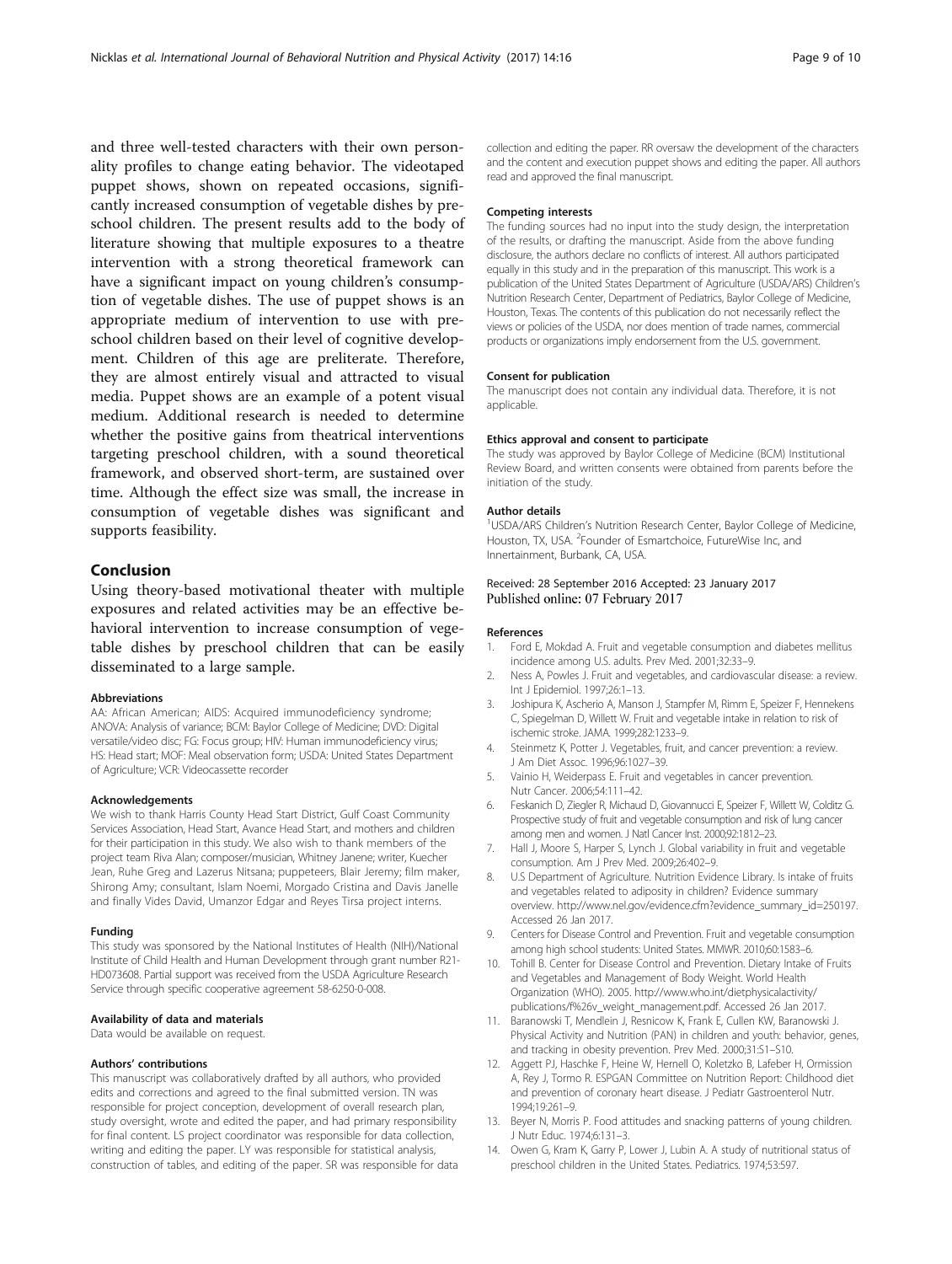and three well-tested characters with their own personality profiles to change eating behavior. The videotaped puppet shows, shown on repeated occasions, significantly increased consumption of vegetable dishes by preschool children. The present results add to the body of literature showing that multiple exposures to a theatre intervention with a strong theoretical framework can have a significant impact on young children's consumption of vegetable dishes. The use of puppet shows is an appropriate medium of intervention to use with preschool children based on their level of cognitive development. Children of this age are preliterate. Therefore, they are almost entirely visual and attracted to visual media. Puppet shows are an example of a potent visual medium. Additional research is needed to determine whether the positive gains from theatrical interventions targeting preschool children, with a sound theoretical framework, and observed short-term, are sustained over time. Although the effect size was small, the increase in consumption of vegetable dishes was significant and supports feasibility.

## Conclusion

Using theory-based motivational theater with multiple exposures and related activities may be an effective behavioral intervention to increase consumption of vegetable dishes by preschool children that can be easily disseminated to a large sample.

#### Abbreviations

AA: African American; AIDS: Acquired immunodeficiency syndrome; ANOVA: Analysis of variance; BCM: Baylor College of Medicine; DVD: Digital versatile/video disc; FG: Focus group; HIV: Human immunodeficiency virus; HS: Head start; MOF: Meal observation form; USDA: United States Department of Agriculture; VCR: Videocassette recorder

#### Acknowledgements

We wish to thank Harris County Head Start District, Gulf Coast Community Services Association, Head Start, Avance Head Start, and mothers and children for their participation in this study. We also wish to thank members of the project team Riva Alan; composer/musician, Whitney Janene; writer, Kuecher Jean, Ruhe Greg and Lazerus Nitsana; puppeteers, Blair Jeremy; film maker, Shirong Amy; consultant, Islam Noemi, Morgado Cristina and Davis Janelle and finally Vides David, Umanzor Edgar and Reyes Tirsa project interns.

#### Funding

This study was sponsored by the National Institutes of Health (NIH)/National Institute of Child Health and Human Development through grant number R21-HD073608. Partial support was received from the USDA Agriculture Research Service through specific cooperative agreement 58-6250-0-008.

#### Availability of data and materials

Data would be available on request.

#### Authors' contributions

This manuscript was collaboratively drafted by all authors, who provided edits and corrections and agreed to the final submitted version. TN was responsible for project conception, development of overall research plan, study oversight, wrote and edited the paper, and had primary responsibility for final content. LS project coordinator was responsible for data collection, writing and editing the paper. LY was responsible for statistical analysis, construction of tables, and editing of the paper. SR was responsible for data collection and editing the paper. RR oversaw the development of the characters and the content and execution puppet shows and editing the paper. All authors read and approved the final manuscript.

#### Competing interests

The funding sources had no input into the study design, the interpretation of the results, or drafting the manuscript. Aside from the above funding disclosure, the authors declare no conflicts of interest. All authors participated equally in this study and in the preparation of this manuscript. This work is a publication of the United States Department of Agriculture (USDA/ARS) Children's Nutrition Research Center, Department of Pediatrics, Baylor College of Medicine, Houston, Texas. The contents of this publication do not necessarily reflect the views or policies of the USDA, nor does mention of trade names, commercial products or organizations imply endorsement from the U.S. government.

#### Consent for publication

The manuscript does not contain any individual data. Therefore, it is not applicable.

#### Ethics approval and consent to participate

The study was approved by Baylor College of Medicine (BCM) Institutional Review Board, and written consents were obtained from parents before the initiation of the study.

#### Author details

[1]USDA/ARS Children's Nutrition Research Center, Baylor College of Medicine, Houston, TX, USA. [2]Founder of Esmartchoice, FutureWise Inc, and Innertainment, Burbank, CA, USA.

Received: 28 September 2016 Accepted: 23 January 2017
Published online: 07 February 2017

#### References

1. Ford E, Mokdad A. Fruit and vegetable consumption and diabetes mellitus incidence among U.S. adults. Prev Med. 2001;32:33–9.
2. Ness A, Powles J. Fruit and vegetables, and cardiovascular disease: a review. Int J Epidemiol. 1997;26:1–13.
3. Joshipura K, Ascherio A, Manson J, Stampfer M, Rimm E, Speizer F, Hennekens C, Spiegelman D, Willett W. Fruit and vegetable intake in relation to risk of ischemic stroke. JAMA. 1999;282:1233–9.
4. Steinmetz K, Potter J. Vegetables, fruit, and cancer prevention: a review. J Am Diet Assoc. 1996;96:1027–39.
5. Vainio H, Weiderpass E. Fruit and vegetables in cancer prevention. Nutr Cancer. 2006;54:111–42.
6. Feskanich D, Ziegler R, Michaud D, Giovannucci E, Speizer F, Willett W, Colditz G. Prospective study of fruit and vegetable consumption and risk of lung cancer among men and women. J Natl Cancer Inst. 2000;92:1812–23.
7. Hall J, Moore S, Harper S, Lynch J. Global variability in fruit and vegetable consumption. Am J Prev Med. 2009;26:402–9.
8. U.S Department of Agriculture. Nutrition Evidence Library. Is intake of fruits and vegetables related to adiposity in children? Evidence summary overview. http://www.nel.gov/evidence.cfm?evidence_summary_id=250197. Accessed 26 Jan 2017.
9. Centers for Disease Control and Prevention. Fruit and vegetable consumption among high school students: United States. MMWR. 2010;60:1583–6.
10. Tohill B. Center for Disease Control and Prevention. Dietary Intake of Fruits and Vegetables and Management of Body Weight. World Health Organization (WHO). 2005. http://www.who.int/dietphysicalactivity/publications/f%26v_weight_management.pdf. Accessed 26 Jan 2017.
11. Baranowski T, Mendlein J, Resnicow K, Frank E, Cullen KW, Baranowski J. Physical Activity and Nutrition (PAN) in children and youth: behavior, genes, and tracking in obesity prevention. Prev Med. 2000;31:S1–S10.
12. Aggett PJ, Haschke F, Heine W, Hernell O, Koletzko B, Lafeber H, Ormission A, Rey J, Tormo R. ESPGAN Committee on Nutrition Report: Childhood diet and prevention of coronary heart disease. J Pediatr Gastroenterol Nutr. 1994;19:261–9.
13. Beyer N, Morris P. Food attitudes and snacking patterns of young children. J Nutr Educ. 1974;6:131–3.
14. Owen G, Kram K, Garry P, Lower J, Lubin A. A study of nutritional status of preschool children in the United States. Pediatrics. 1974;53:597.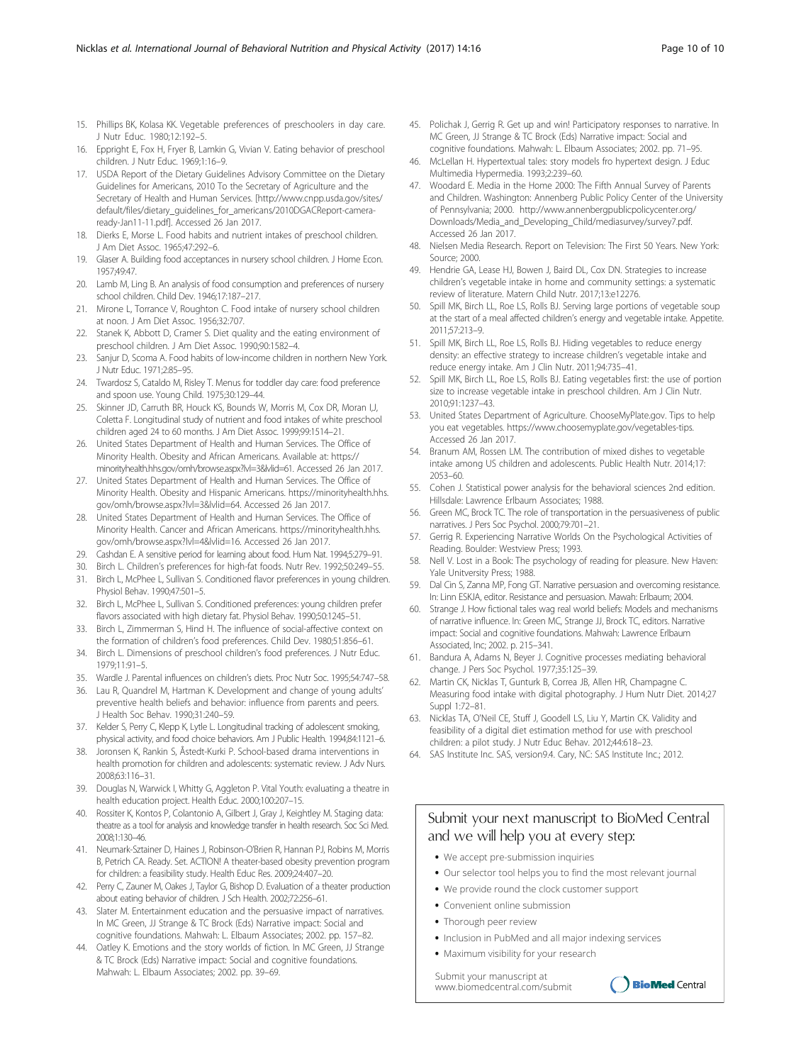15. Phillips BK, Kolasa KK. Vegetable preferences of preschoolers in day care. J Nutr Educ. 1980;12:192–5.
16. Eppright E, Fox H, Fryer B, Lamkin G, Vivian V. Eating behavior of preschool children. J Nutr Educ. 1969;1:16–9.
17. USDA Report of the Dietary Guidelines Advisory Committee on the Dietary Guidelines for Americans, 2010 To the Secretary of Agriculture and the Secretary of Health and Human Services. [http://www.cnpp.usda.gov/sites/default/files/dietary_guidelines_for_americans/2010DGACReport-camera-ready-Jan11-11.pdf]. Accessed 26 Jan 2017.
18. Dierks E, Morse L. Food habits and nutrient intakes of preschool children. J Am Diet Assoc. 1965;47:292–6.
19. Glaser A. Building food acceptances in nursery school children. J Home Econ. 1957;49:47.
20. Lamb M, Ling B. An analysis of food consumption and preferences of nursery school children. Child Dev. 1946;17:187–217.
21. Mirone L, Torrance V, Roughton C. Food intake of nursery school children at noon. J Am Diet Assoc. 1956;32:707.
22. Stanek K, Abbott D, Cramer S. Diet quality and the eating environment of preschool children. J Am Diet Assoc. 1990;90:1582–4.
23. Sanjur D, Scoma A. Food habits of low-income children in northern New York. J Nutr Educ. 1971;2:85–95.
24. Twardosz S, Cataldo M, Risley T. Menus for toddler day care: food preference and spoon use. Young Child. 1975;30:129–44.
25. Skinner JD, Carruth BR, Houck KS, Bounds W, Morris M, Cox DR, Moran J,J, Coletta F. Longitudinal study of nutrient and food intakes of white preschool children aged 24 to 60 months. J Am Diet Assoc. 1999;99:1514–21.
26. United States Department of Health and Human Services. The Office of Minority Health. Obesity and African Americans. Available at: https://minorityhealth.hhs.gov/omh/browse.aspx?lvl=3&lvlid=61. Accessed 26 Jan 2017.
27. United States Department of Health and Human Services. The Office of Minority Health. Obesity and Hispanic Americans. https://minorityhealth.hhs.gov/omh/browse.aspx?lvl=3&lvlid=64. Accessed 26 Jan 2017.
28. United States Department of Health and Human Services. The Office of Minority Health. Cancer and African Americans. https://minorityhealth.hhs.gov/omh/browse.aspx?lvl=4&lvlid=16. Accessed 26 Jan 2017.
29. Cashdan E. A sensitive period for learning about food. Hum Nat. 1994;5:279–91.
30. Birch L. Children's preferences for high-fat foods. Nutr Rev. 1992;50:249–55.
31. Birch L, McPhee L, Sullivan S. Conditioned flavor preferences in young children. Physiol Behav. 1990;47:501–5.
32. Birch L, McPhee L, Sullivan S. Conditioned preferences: young children prefer flavors associated with high dietary fat. Physiol Behav. 1990;50:1245–51.
33. Birch L, Zimmerman S, Hind H. The influence of social-affective context on the formation of children's food preferences. Child Dev. 1980;51:856–61.
34. Birch L. Dimensions of preschool children's food preferences. J Nutr Educ. 1979;11:91–5.
35. Wardle J. Parental influences on children's diets. Proc Nutr Soc. 1995;54:747–58.
36. Lau R, Quandrel M, Hartman K. Development and change of young adults' preventive health beliefs and behavior: influence from parents and peers. J Health Soc Behav. 1990;31:240–59.
37. Kelder S, Perry C, Klepp K, Lytle L. Longitudinal tracking of adolescent smoking, physical activity, and food choice behaviors. Am J Public Health. 1994;84:1121–6.
38. Joronsen K, Rankin S, Åstedt-Kurki P. School-based drama interventions in health promotion for children and adolescents: systematic review. J Adv Nurs. 2008;63:116–31.
39. Douglas N, Warwick I, Whitty G, Aggleton P. Vital Youth: evaluating a theatre in health education project. Health Educ. 2000;100:207–15.
40. Rossiter K, Kontos P, Colantonio A, Gilbert J, Gray J, Keightley M. Staging data: theatre as a tool for analysis and knowledge transfer in health research. Soc Sci Med. 2008;1:130–46.
41. Neumark-Sztainer D, Haines J, Robinson-O'Brien R, Hannan PJ, Robins M, Morris B, Petrich CA. Ready. Set. ACTION! A theater-based obesity prevention program for children: a feasibility study. Health Educ Res. 2009;24:407–20.
42. Perry C, Zauner M, Oakes J, Taylor G, Bishop D. Evaluation of a theater production about eating behavior of children. J Sch Health. 2002;72:256–61.
43. Slater M. Entertainment education and the persuasive impact of narratives. In MC Green, JJ Strange & TC Brock (Eds) Narrative impact: Social and cognitive foundations. Mahwah: L. Elbaum Associates; 2002. pp. 157–82.
44. Oatley K. Emotions and the story worlds of fiction. In MC Green, JJ Strange & TC Brock (Eds) Narrative impact: Social and cognitive foundations. Mahwah: L. Elbaum Associates; 2002. pp. 39–69.
45. Polichak J, Gerrig R. Get up and win! Participatory responses to narrative. In MC Green, JJ Strange & TC Brock (Eds) Narrative impact: Social and cognitive foundations. Mahwah: L. Elbaum Associates; 2002. pp. 71–95.
46. McLellan H. Hypertextual tales: story models fro hypertext design. J Educ Multimedia Hypermedia. 1993;2:239–60.
47. Woodard E. Media in the Home 2000: The Fifth Annual Survey of Parents and Children. Washington: Annenberg Public Policy Center of the University of Pennsylvania; 2000. http://www.annenbergpublicpolicycenter.org/Downloads/Media_and_Developing_Child/mediasurvey/survey7.pdf. Accessed 26 Jan 2017.
48. Nielsen Media Research. Report on Television: The First 50 Years. New York: Source; 2000.
49. Hendrie GA, Lease HJ, Bowen J, Baird DL, Cox DN. Strategies to increase children's vegetable intake in home and community settings: a systematic review of literature. Matern Child Nutr. 2017;13:e12276.
50. Spill MK, Birch LL, Roe LS, Rolls BJ. Serving large portions of vegetable soup at the start of a meal affected children's energy and vegetable intake. Appetite. 2011;57:213–9.
51. Spill MK, Birch LL, Roe LS, Rolls BJ. Hiding vegetables to reduce energy density: an effective strategy to increase children's vegetable intake and reduce energy intake. Am J Clin Nutr. 2011;94:735–41.
52. Spill MK, Birch LL, Roe LS, Rolls BJ. Eating vegetables first: the use of portion size to increase vegetable intake in preschool children. Am J Clin Nutr. 2010;91:1237–43.
53. United States Department of Agriculture. ChooseMyPlate.gov. Tips to help you eat vegetables. https://www.choosemyplate.gov/vegetables-tips. Accessed 26 Jan 2017.
54. Branum AM, Rossen LM. The contribution of mixed dishes to vegetable intake among US children and adolescents. Public Health Nutr. 2014;17:2053–60.
55. Cohen J. Statistical power analysis for the behavioral sciences 2nd edition. Hillsdale: Lawrence Erlbaum Associates; 1988.
56. Green MC, Brock TC. The role of transportation in the persuasiveness of public narratives. J Pers Soc Psychol. 2000;79:701–21.
57. Gerrig R. Experiencing Narrative Worlds On the Psychological Activities of Reading. Boulder: Westview Press; 1993.
58. Nell V. Lost in a Book: The psychology of reading for pleasure. New Haven: Yale Unitversity Press; 1988.
59. Dal Cin S, Zanna MP, Fong GT. Narrative persuasion and overcoming resistance. In: Linn ESKJA, editor. Resistance and persuasion. Mawah: Erlbaum; 2004.
60. Strange J. How fictional tales wag real world beliefs: Models and mechanisms of narrative influence. In: Green MC, Strange JJ, Brock TC, editors. Narrative impact: Social and cognitive foundations. Mahwah: Lawrence Erlbaum Associated, Inc; 2002. p. 215–341.
61. Bandura A, Adams N, Beyer J. Cognitive processes mediating behavioral change. J Pers Soc Psychol. 1977;35:125–39.
62. Martin CK, Nicklas T, Gunturk B, Correa JB, Allen HR, Champagne C. Measuring food intake with digital photography. J Hum Nutr Diet. 2014;27 Suppl 1:72–81.
63. Nicklas TA, O'Neil CE, Stuff J, Goodell LS, Liu Y, Martin CK. Validity and feasibility of a digital diet estimation method for use with preschool children: a pilot study. J Nutr Educ Behav. 2012;44:618–23.
64. SAS Institute Inc. SAS, version9.4. Cary, NC: SAS Institute Inc.; 2012.

Submit your next manuscript to BioMed Central and we will help you at every step:

- We accept pre-submission inquiries
- Our selector tool helps you to find the most relevant journal
- We provide round the clock customer support
- Convenient online submission
- Thorough peer review
- Inclusion in PubMed and all major indexing services
- Maximum visibility for your research

Submit your manuscript at
www.biomedcentral.com/submit

BioMed Central